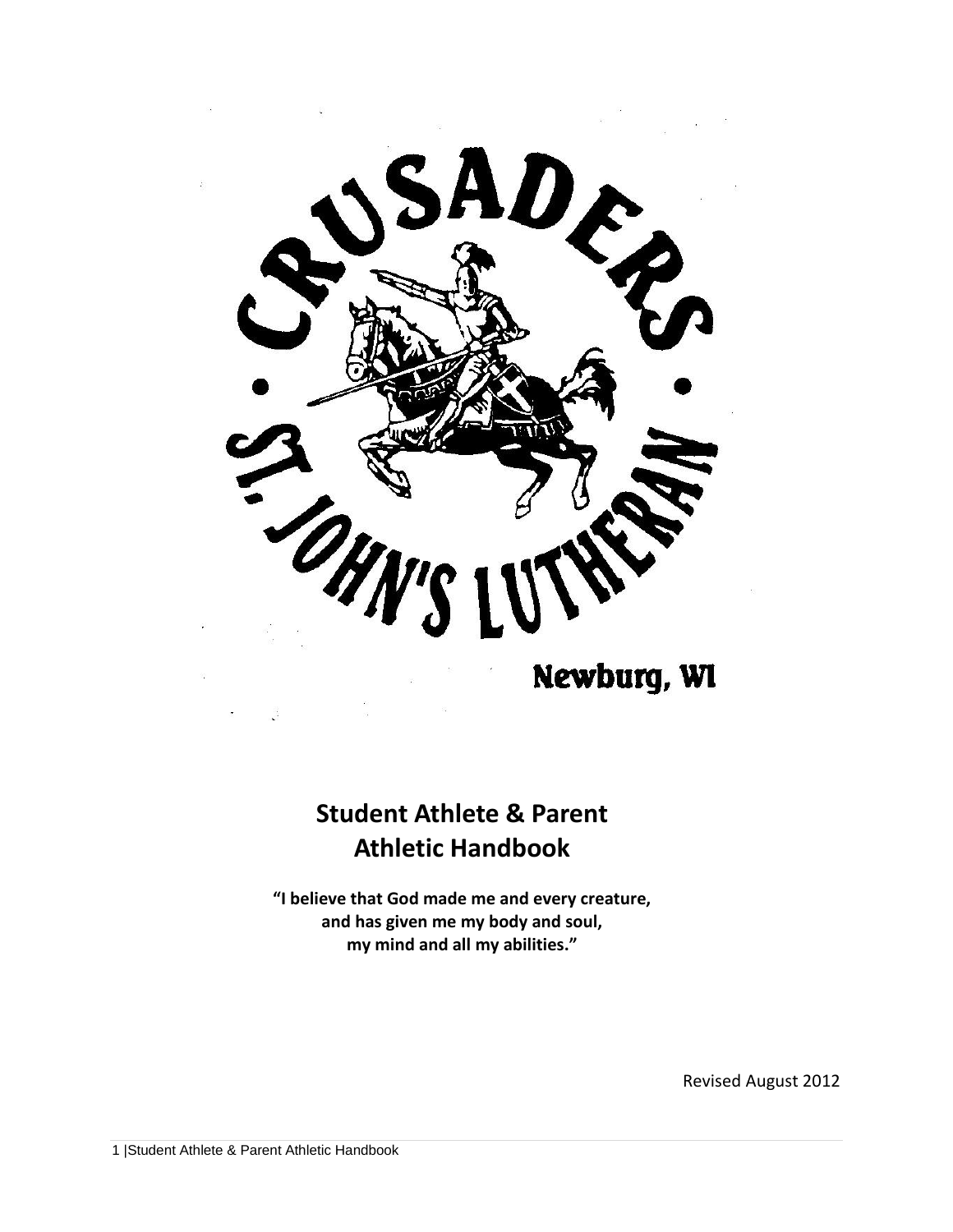CRUSADERS • ST. JOHN'S LUTHERAN •

Newburg, WI

# Student Athlete & Parent Athletic Handbook

**"I believe that God made me and every creature, and has given me my body and soul, my mind and all my abilities."**

Revised August 2012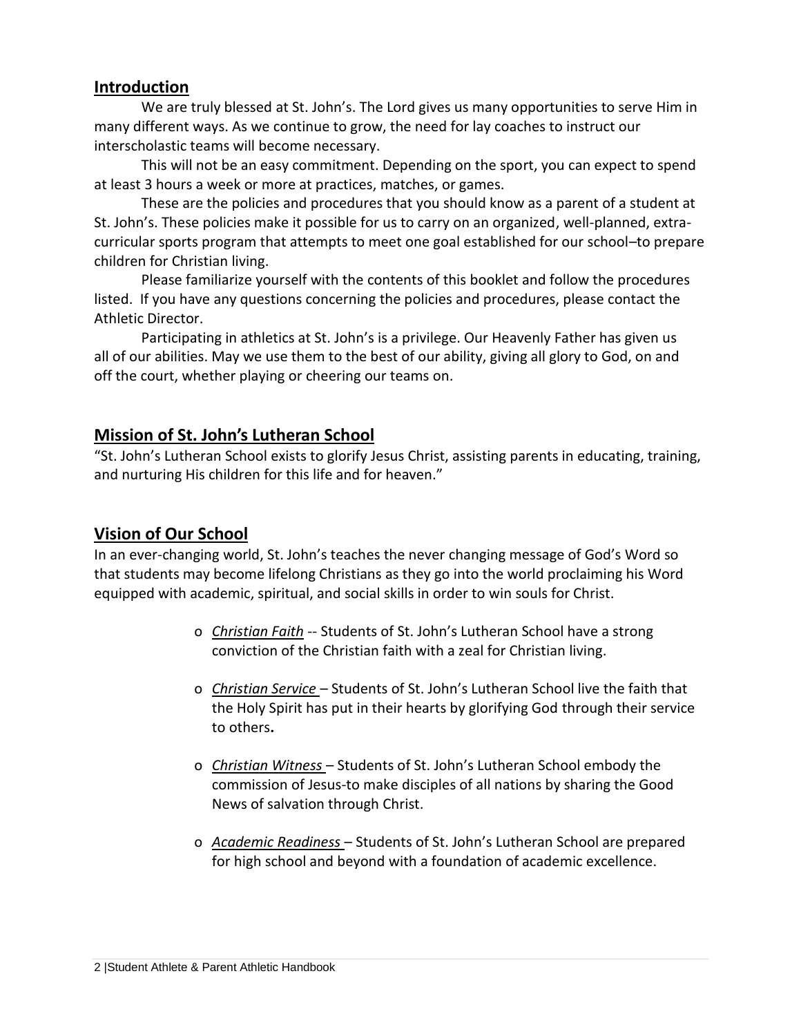## Introduction

We are truly blessed at St. John's. The Lord gives us many opportunities to serve Him in many different ways. As we continue to grow, the need for lay coaches to instruct our interscholastic teams will become necessary.

This will not be an easy commitment. Depending on the sport, you can expect to spend at least 3 hours a week or more at practices, matches, or games.

These are the policies and procedures that you should know as a parent of a student at St. John's. These policies make it possible for us to carry on an organized, well-planned, extra-curricular sports program that attempts to meet one goal established for our school–to prepare children for Christian living.

Please familiarize yourself with the contents of this booklet and follow the procedures listed. If you have any questions concerning the policies and procedures, please contact the Athletic Director.

Participating in athletics at St. John's is a privilege. Our Heavenly Father has given us all of our abilities. May we use them to the best of our ability, giving all glory to God, on and off the court, whether playing or cheering our teams on.

## Mission of St. John's Lutheran School

"St. John's Lutheran School exists to glorify Jesus Christ, assisting parents in educating, training, and nurturing His children for this life and for heaven."

## Vision of Our School

In an ever-changing world, St. John's teaches the never changing message of God's Word so that students may become lifelong Christians as they go into the world proclaiming his Word equipped with academic, spiritual, and social skills in order to win souls for Christ.

- *Christian Faith* -- Students of St. John's Lutheran School have a strong conviction of the Christian faith with a zeal for Christian living.
- *Christian Service* – Students of St. John's Lutheran School live the faith that the Holy Spirit has put in their hearts by glorifying God through their service to others.
- *Christian Witness* – Students of St. John's Lutheran School embody the commission of Jesus-to make disciples of all nations by sharing the Good News of salvation through Christ.
- *Academic Readiness* – Students of St. John's Lutheran School are prepared for high school and beyond with a foundation of academic excellence.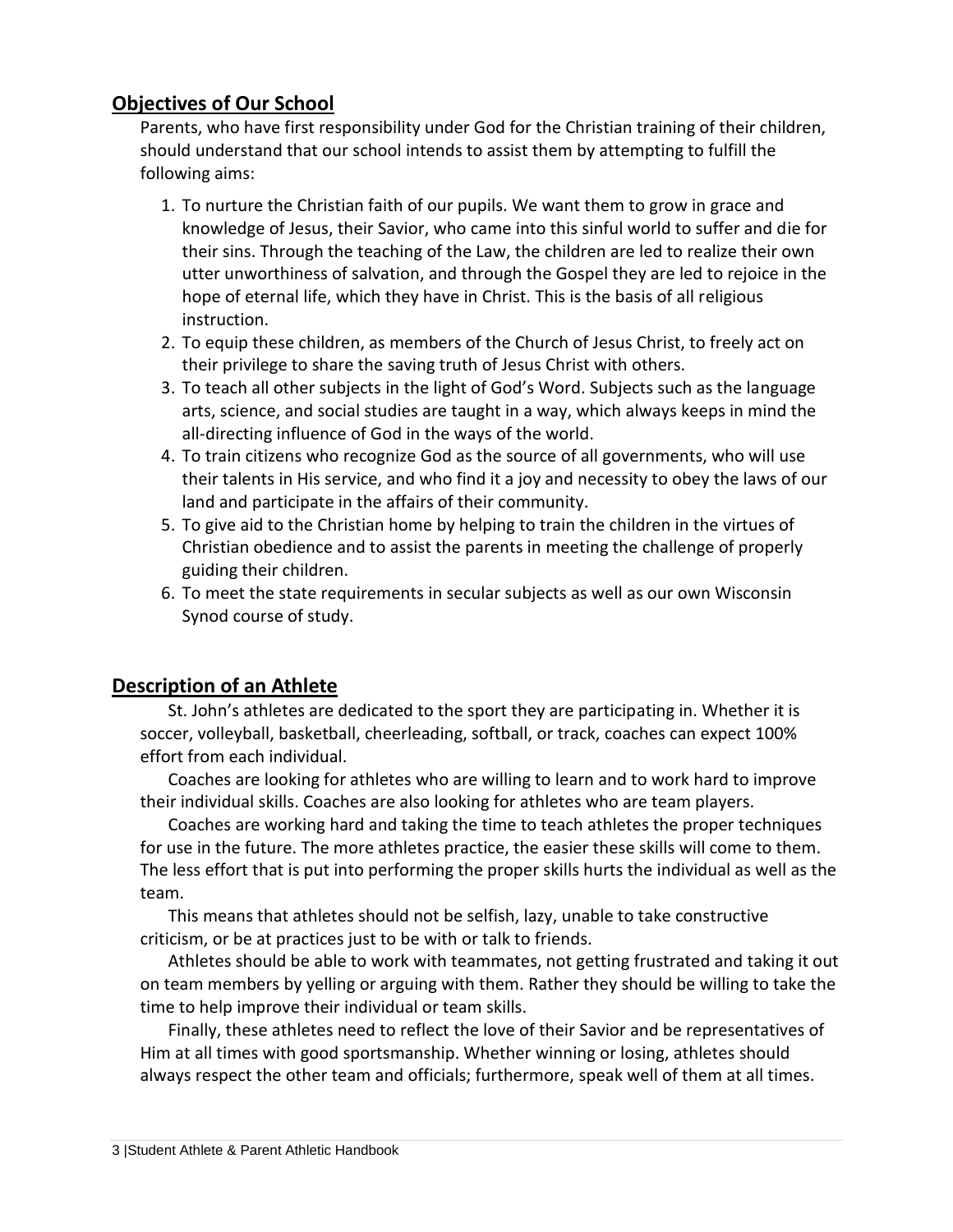## Objectives of Our School

Parents, who have first responsibility under God for the Christian training of their children, should understand that our school intends to assist them by attempting to fulfill the following aims:

1. To nurture the Christian faith of our pupils. We want them to grow in grace and knowledge of Jesus, their Savior, who came into this sinful world to suffer and die for their sins. Through the teaching of the Law, the children are led to realize their own utter unworthiness of salvation, and through the Gospel they are led to rejoice in the hope of eternal life, which they have in Christ. This is the basis of all religious instruction.
2. To equip these children, as members of the Church of Jesus Christ, to freely act on their privilege to share the saving truth of Jesus Christ with others.
3. To teach all other subjects in the light of God's Word. Subjects such as the language arts, science, and social studies are taught in a way, which always keeps in mind the all-directing influence of God in the ways of the world.
4. To train citizens who recognize God as the source of all governments, who will use their talents in His service, and who find it a joy and necessity to obey the laws of our land and participate in the affairs of their community.
5. To give aid to the Christian home by helping to train the children in the virtues of Christian obedience and to assist the parents in meeting the challenge of properly guiding their children.
6. To meet the state requirements in secular subjects as well as our own Wisconsin Synod course of study.

## Description of an Athlete

St. John's athletes are dedicated to the sport they are participating in. Whether it is soccer, volleyball, basketball, cheerleading, softball, or track, coaches can expect 100% effort from each individual.

Coaches are looking for athletes who are willing to learn and to work hard to improve their individual skills. Coaches are also looking for athletes who are team players.

Coaches are working hard and taking the time to teach athletes the proper techniques for use in the future. The more athletes practice, the easier these skills will come to them. The less effort that is put into performing the proper skills hurts the individual as well as the team.

This means that athletes should not be selfish, lazy, unable to take constructive criticism, or be at practices just to be with or talk to friends.

Athletes should be able to work with teammates, not getting frustrated and taking it out on team members by yelling or arguing with them. Rather they should be willing to take the time to help improve their individual or team skills.

Finally, these athletes need to reflect the love of their Savior and be representatives of Him at all times with good sportsmanship. Whether winning or losing, athletes should always respect the other team and officials; furthermore, speak well of them at all times.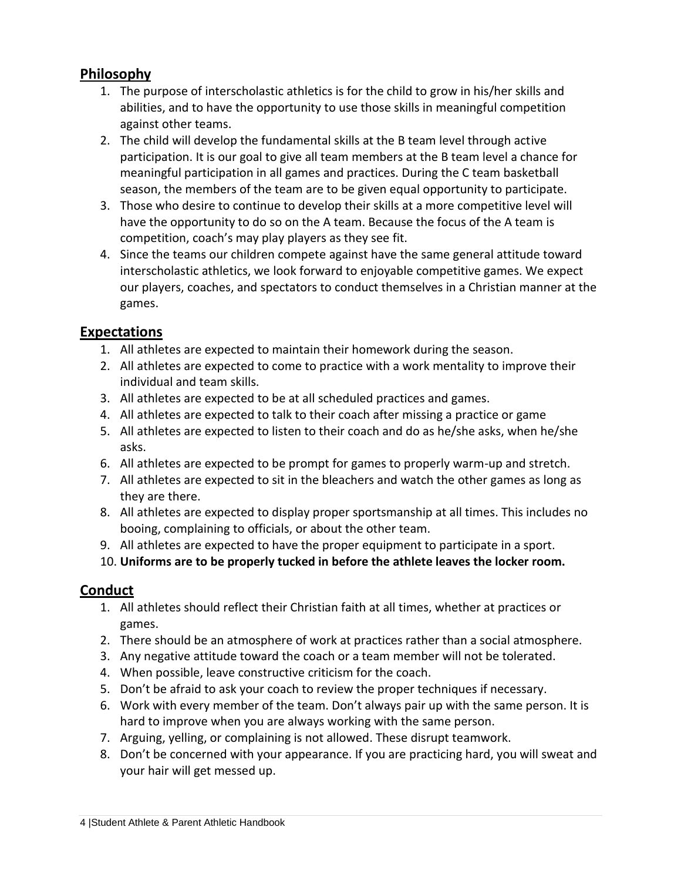## Philosophy

1. The purpose of interscholastic athletics is for the child to grow in his/her skills and abilities, and to have the opportunity to use those skills in meaningful competition against other teams.
2. The child will develop the fundamental skills at the B team level through active participation. It is our goal to give all team members at the B team level a chance for meaningful participation in all games and practices. During the C team basketball season, the members of the team are to be given equal opportunity to participate.
3. Those who desire to continue to develop their skills at a more competitive level will have the opportunity to do so on the A team. Because the focus of the A team is competition, coach's may play players as they see fit.
4. Since the teams our children compete against have the same general attitude toward interscholastic athletics, we look forward to enjoyable competitive games. We expect our players, coaches, and spectators to conduct themselves in a Christian manner at the games.

## Expectations

1. All athletes are expected to maintain their homework during the season.
2. All athletes are expected to come to practice with a work mentality to improve their individual and team skills.
3. All athletes are expected to be at all scheduled practices and games.
4. All athletes are expected to talk to their coach after missing a practice or game
5. All athletes are expected to listen to their coach and do as he/she asks, when he/she asks.
6. All athletes are expected to be prompt for games to properly warm-up and stretch.
7. All athletes are expected to sit in the bleachers and watch the other games as long as they are there.
8. All athletes are expected to display proper sportsmanship at all times. This includes no booing, complaining to officials, or about the other team.
9. All athletes are expected to have the proper equipment to participate in a sport.
10. **Uniforms are to be properly tucked in before the athlete leaves the locker room.**

## Conduct

1. All athletes should reflect their Christian faith at all times, whether at practices or games.
2. There should be an atmosphere of work at practices rather than a social atmosphere.
3. Any negative attitude toward the coach or a team member will not be tolerated.
4. When possible, leave constructive criticism for the coach.
5. Don't be afraid to ask your coach to review the proper techniques if necessary.
6. Work with every member of the team. Don't always pair up with the same person. It is hard to improve when you are always working with the same person.
7. Arguing, yelling, or complaining is not allowed. These disrupt teamwork.
8. Don't be concerned with your appearance. If you are practicing hard, you will sweat and your hair will get messed up.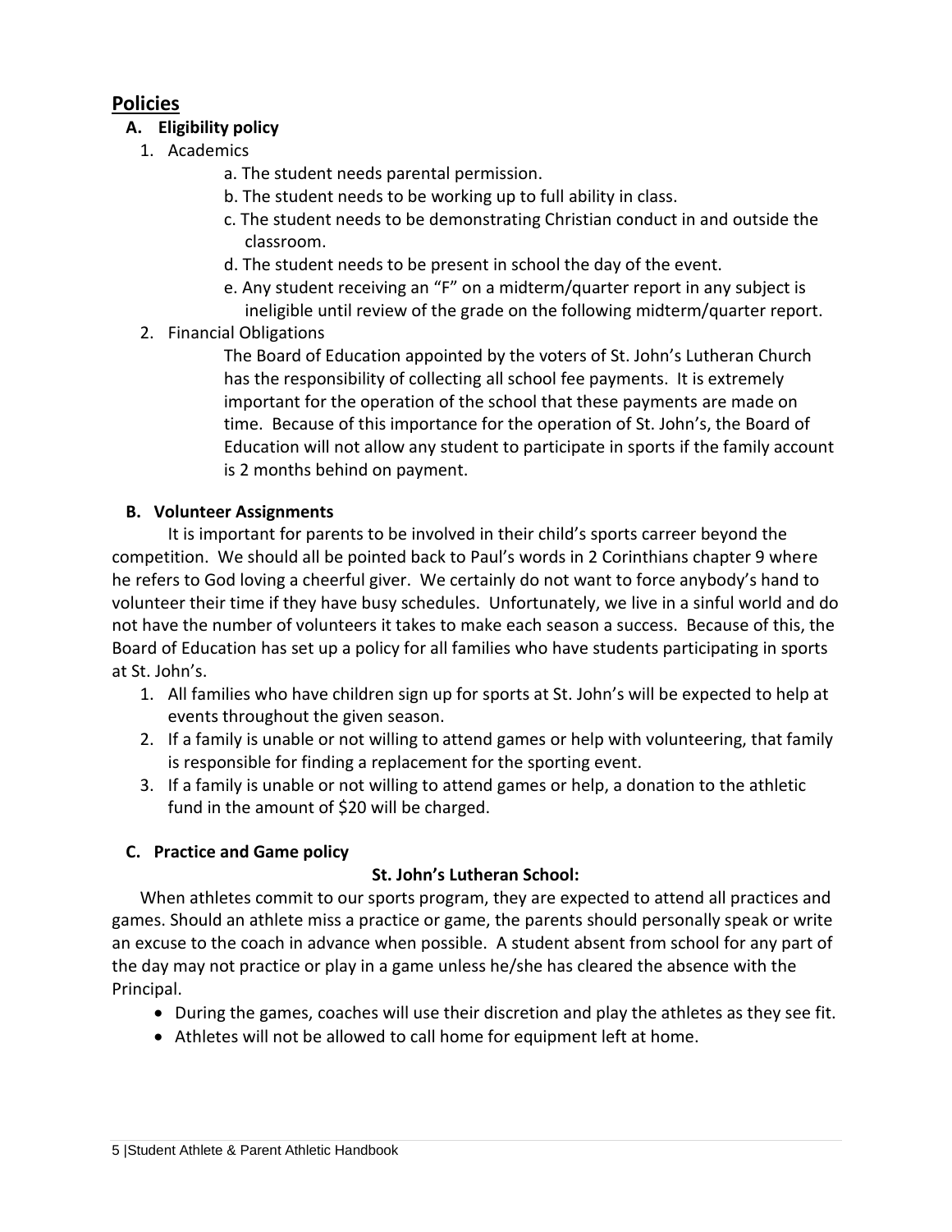## Policies

### A. Eligibility policy

1. Academics
   a. The student needs parental permission.
   b. The student needs to be working up to full ability in class.
   c. The student needs to be demonstrating Christian conduct in and outside the classroom.
   d. The student needs to be present in school the day of the event.
   e. Any student receiving an "F" on a midterm/quarter report in any subject is ineligible until review of the grade on the following midterm/quarter report.
2. Financial Obligations

   The Board of Education appointed by the voters of St. John's Lutheran Church has the responsibility of collecting all school fee payments. It is extremely important for the operation of the school that these payments are made on time. Because of this importance for the operation of St. John's, the Board of Education will not allow any student to participate in sports if the family account is 2 months behind on payment.

### B. Volunteer Assignments

It is important for parents to be involved in their child's sports carreer beyond the competition. We should all be pointed back to Paul's words in 2 Corinthians chapter 9 where he refers to God loving a cheerful giver. We certainly do not want to force anybody's hand to volunteer their time if they have busy schedules. Unfortunately, we live in a sinful world and do not have the number of volunteers it takes to make each season a success. Because of this, the Board of Education has set up a policy for all families who have students participating in sports at St. John's.

1. All families who have children sign up for sports at St. John's will be expected to help at events throughout the given season.
2. If a family is unable or not willing to attend games or help with volunteering, that family is responsible for finding a replacement for the sporting event.
3. If a family is unable or not willing to attend games or help, a donation to the athletic fund in the amount of $20 will be charged.

### C. Practice and Game policy

**St. John's Lutheran School:**

When athletes commit to our sports program, they are expected to attend all practices and games. Should an athlete miss a practice or game, the parents should personally speak or write an excuse to the coach in advance when possible. A student absent from school for any part of the day may not practice or play in a game unless he/she has cleared the absence with the Principal.

- During the games, coaches will use their discretion and play the athletes as they see fit.
- Athletes will not be allowed to call home for equipment left at home.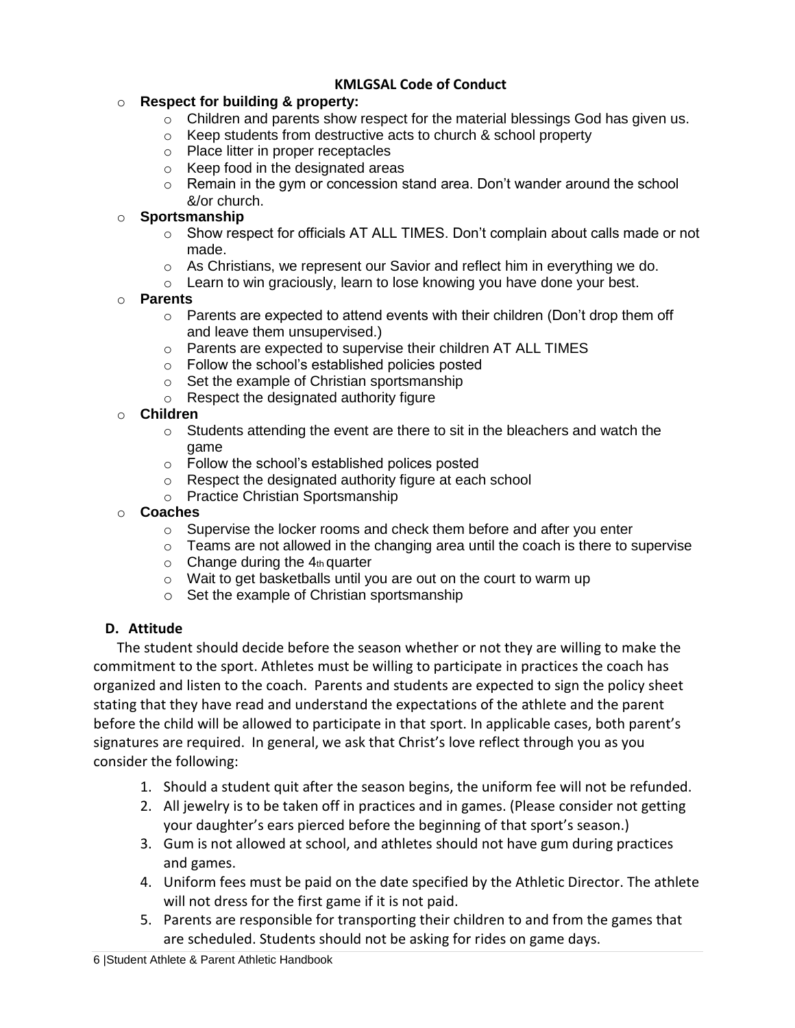**KMLGSAL Code of Conduct**

- **Respect for building & property:**
  - Children and parents show respect for the material blessings God has given us.
  - Keep students from destructive acts to church & school property
  - Place litter in proper receptacles
  - Keep food in the designated areas
  - Remain in the gym or concession stand area. Don't wander around the school &/or church.
- **Sportsmanship**
  - Show respect for officials AT ALL TIMES. Don't complain about calls made or not made.
  - As Christians, we represent our Savior and reflect him in everything we do.
  - Learn to win graciously, learn to lose knowing you have done your best.
- **Parents**
  - Parents are expected to attend events with their children (Don't drop them off and leave them unsupervised.)
  - Parents are expected to supervise their children AT ALL TIMES
  - Follow the school's established policies posted
  - Set the example of Christian sportsmanship
  - Respect the designated authority figure
- **Children**
  - Students attending the event are there to sit in the bleachers and watch the game
  - Follow the school's established polices posted
  - Respect the designated authority figure at each school
  - Practice Christian Sportsmanship
- **Coaches**
  - Supervise the locker rooms and check them before and after you enter
  - Teams are not allowed in the changing area until the coach is there to supervise
  - Change during the 4th quarter
  - Wait to get basketballs until you are out on the court to warm up
  - Set the example of Christian sportsmanship

### D. Attitude

The student should decide before the season whether or not they are willing to make the commitment to the sport. Athletes must be willing to participate in practices the coach has organized and listen to the coach. Parents and students are expected to sign the policy sheet stating that they have read and understand the expectations of the athlete and the parent before the child will be allowed to participate in that sport. In applicable cases, both parent's signatures are required. In general, we ask that Christ's love reflect through you as you consider the following:

1. Should a student quit after the season begins, the uniform fee will not be refunded.
2. All jewelry is to be taken off in practices and in games. (Please consider not getting your daughter's ears pierced before the beginning of that sport's season.)
3. Gum is not allowed at school, and athletes should not have gum during practices and games.
4. Uniform fees must be paid on the date specified by the Athletic Director. The athlete will not dress for the first game if it is not paid.
5. Parents are responsible for transporting their children to and from the games that are scheduled. Students should not be asking for rides on game days.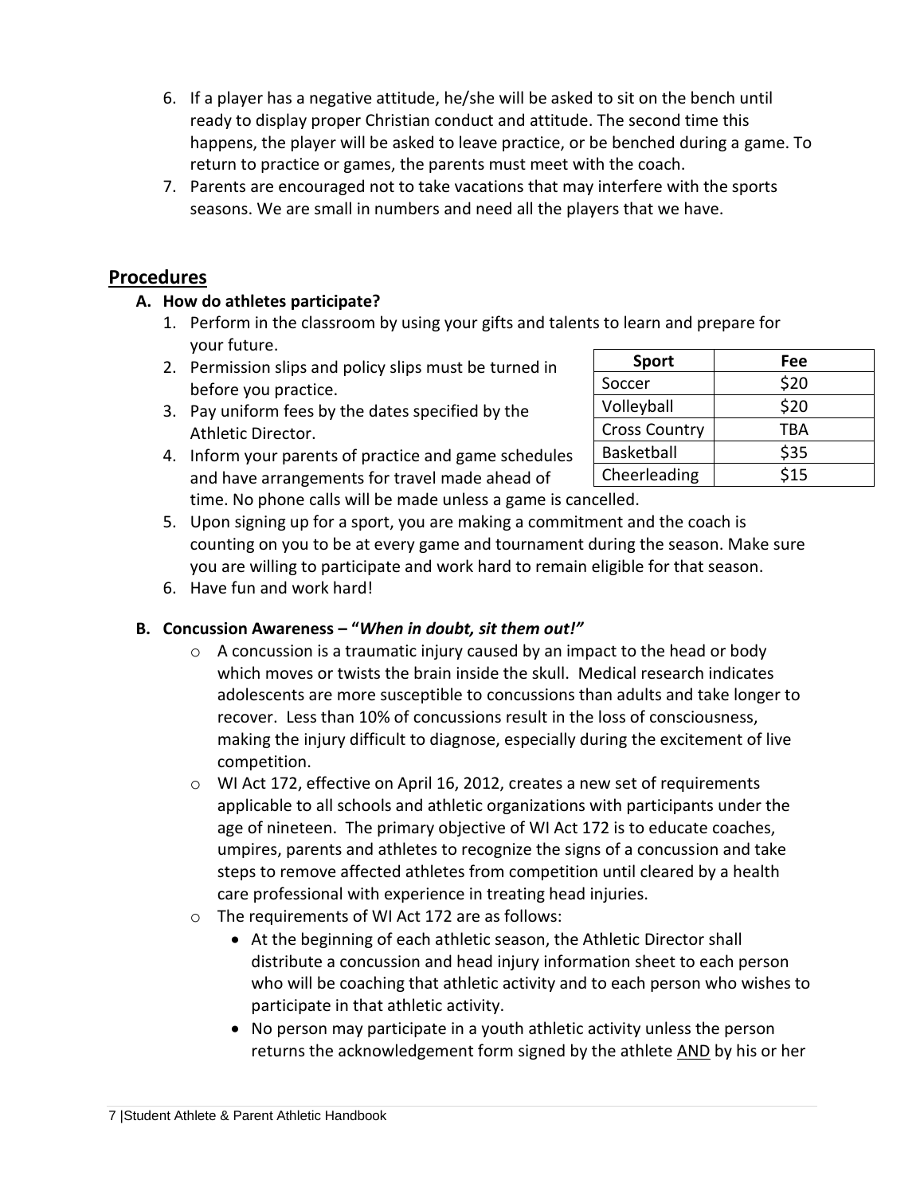6. If a player has a negative attitude, he/she will be asked to sit on the bench until ready to display proper Christian conduct and attitude. The second time this happens, the player will be asked to leave practice, or be benched during a game. To return to practice or games, the parents must meet with the coach.
7. Parents are encouraged not to take vacations that may interfere with the sports seasons. We are small in numbers and need all the players that we have.

## Procedures

### A. How do athletes participate?

1. Perform in the classroom by using your gifts and talents to learn and prepare for your future.
2. Permission slips and policy slips must be turned in before you practice.
3. Pay uniform fees by the dates specified by the Athletic Director.
4. Inform your parents of practice and game schedules and have arrangements for travel made ahead of time. No phone calls will be made unless a game is cancelled.
5. Upon signing up for a sport, you are making a commitment and the coach is counting on you to be at every game and tournament during the season. Make sure you are willing to participate and work hard to remain eligible for that season.
6. Have fun and work hard!

| Sport | Fee |
|---|---|
| Soccer | $20 |
| Volleyball | $20 |
| Cross Country | TBA |
| Basketball | $35 |
| Cheerleading | $15 |

### B. Concussion Awareness – "*When in doubt, sit them out!*"

- A concussion is a traumatic injury caused by an impact to the head or body which moves or twists the brain inside the skull. Medical research indicates adolescents are more susceptible to concussions than adults and take longer to recover. Less than 10% of concussions result in the loss of consciousness, making the injury difficult to diagnose, especially during the excitement of live competition.
- WI Act 172, effective on April 16, 2012, creates a new set of requirements applicable to all schools and athletic organizations with participants under the age of nineteen. The primary objective of WI Act 172 is to educate coaches, umpires, parents and athletes to recognize the signs of a concussion and take steps to remove affected athletes from competition until cleared by a health care professional with experience in treating head injuries.
- The requirements of WI Act 172 are as follows:
  - At the beginning of each athletic season, the Athletic Director shall distribute a concussion and head injury information sheet to each person who will be coaching that athletic activity and to each person who wishes to participate in that athletic activity.
  - No person may participate in a youth athletic activity unless the person returns the acknowledgement form signed by the athlete <u>AND</u> by his or her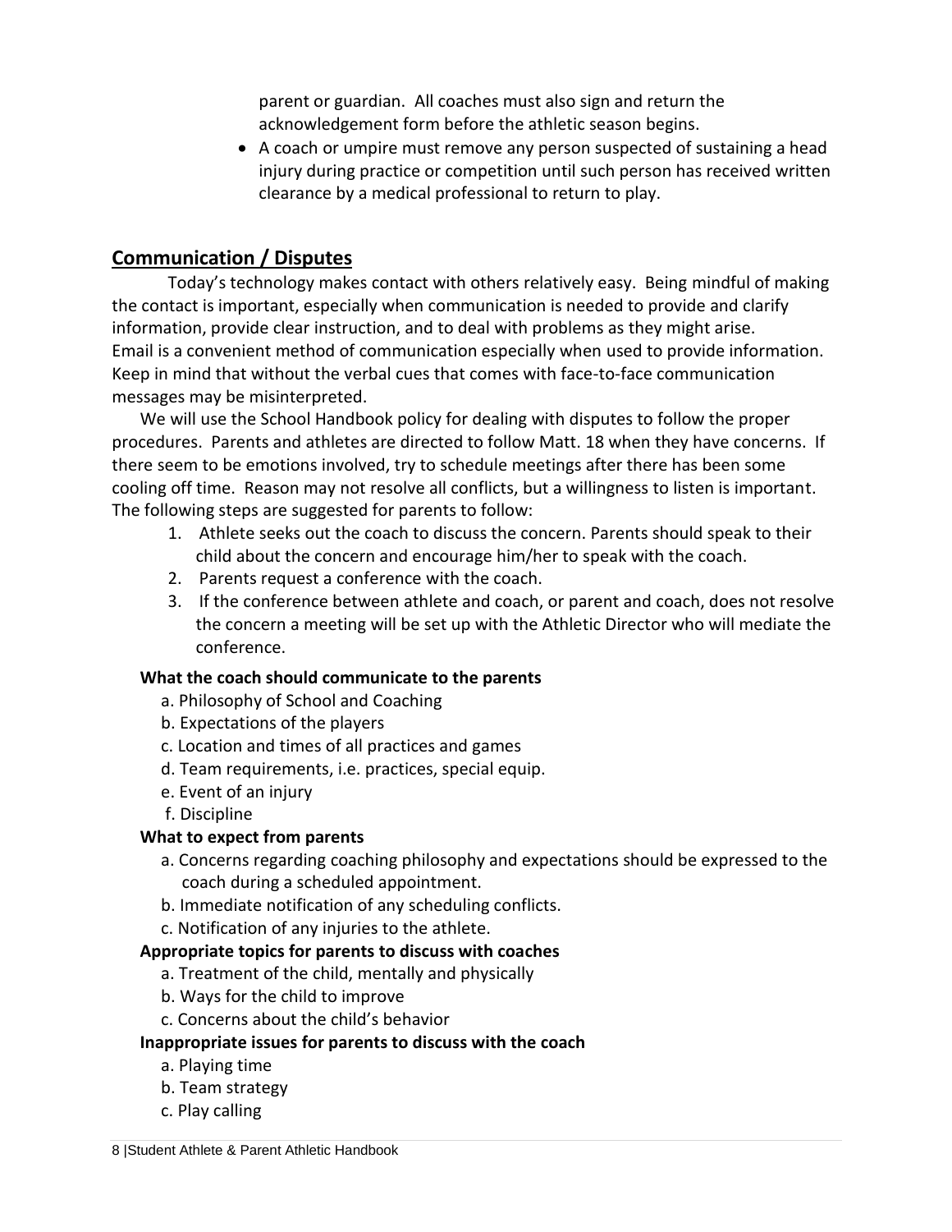parent or guardian. All coaches must also sign and return the acknowledgement form before the athletic season begins.

- A coach or umpire must remove any person suspected of sustaining a head injury during practice or competition until such person has received written clearance by a medical professional to return to play.

## Communication / Disputes

Today's technology makes contact with others relatively easy. Being mindful of making the contact is important, especially when communication is needed to provide and clarify information, provide clear instruction, and to deal with problems as they might arise. Email is a convenient method of communication especially when used to provide information. Keep in mind that without the verbal cues that comes with face-to-face communication messages may be misinterpreted.

We will use the School Handbook policy for dealing with disputes to follow the proper procedures. Parents and athletes are directed to follow Matt. 18 when they have concerns. If there seem to be emotions involved, try to schedule meetings after there has been some cooling off time. Reason may not resolve all conflicts, but a willingness to listen is important. The following steps are suggested for parents to follow:

1. Athlete seeks out the coach to discuss the concern. Parents should speak to their child about the concern and encourage him/her to speak with the coach.
2. Parents request a conference with the coach.
3. If the conference between athlete and coach, or parent and coach, does not resolve the concern a meeting will be set up with the Athletic Director who will mediate the conference.

**What the coach should communicate to the parents**

a. Philosophy of School and Coaching
b. Expectations of the players
c. Location and times of all practices and games
d. Team requirements, i.e. practices, special equip.
e. Event of an injury
f. Discipline

**What to expect from parents**

a. Concerns regarding coaching philosophy and expectations should be expressed to the coach during a scheduled appointment.
b. Immediate notification of any scheduling conflicts.
c. Notification of any injuries to the athlete.

**Appropriate topics for parents to discuss with coaches**

a. Treatment of the child, mentally and physically
b. Ways for the child to improve
c. Concerns about the child's behavior

**Inappropriate issues for parents to discuss with the coach**

a. Playing time
b. Team strategy
c. Play calling